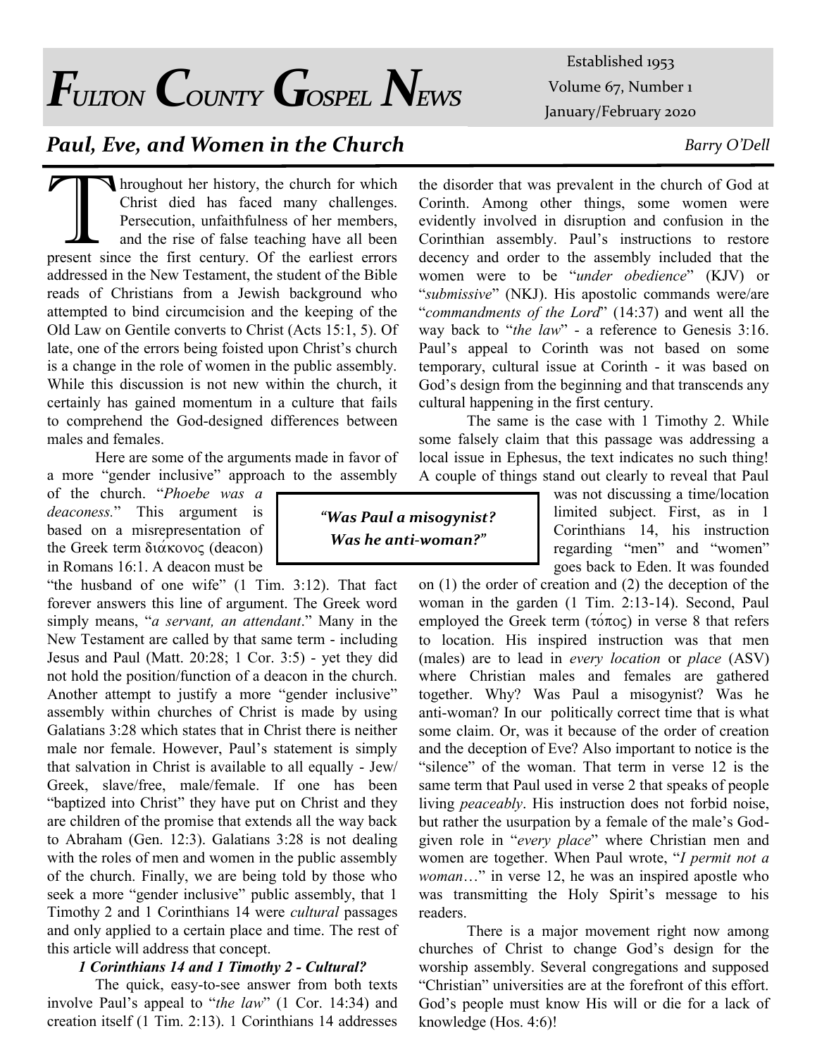# *Fulton County Gospel News*

Established 1953
Volume 67, Number 1
January/February 2020

## *Paul, Eve, and Women in the Church*

*Barry O'Dell*

Throughout her history, the church for which Christ died has faced many challenges. Persecution, unfaithfulness of her members, and the rise of false teaching have all been present since the first century. Of the earliest errors addressed in the New Testament, the student of the Bible reads of Christians from a Jewish background who attempted to bind circumcision and the keeping of the Old Law on Gentile converts to Christ (Acts 15:1, 5). Of late, one of the errors being foisted upon Christ's church is a change in the role of women in the public assembly. While this discussion is not new within the church, it certainly has gained momentum in a culture that fails to comprehend the God-designed differences between males and females.

Here are some of the arguments made in favor of a more "gender inclusive" approach to the assembly of the church. "*Phoebe was a deaconess.*" This argument is based on a misrepresentation of the Greek term διάκονος (deacon) in Romans 16:1. A deacon must be "the husband of one wife" (1 Tim. 3:12). That fact forever answers this line of argument. The Greek word simply means, "*a servant, an attendant*." Many in the New Testament are called by that same term - including Jesus and Paul (Matt. 20:28; 1 Cor. 3:5) - yet they did not hold the position/function of a deacon in the church. Another attempt to justify a more "gender inclusive" assembly within churches of Christ is made by using Galatians 3:28 which states that in Christ there is neither male nor female. However, Paul's statement is simply that salvation in Christ is available to all equally - Jew/Greek, slave/free, male/female. If one has been "baptized into Christ" they have put on Christ and they are children of the promise that extends all the way back to Abraham (Gen. 12:3). Galatians 3:28 is not dealing with the roles of men and women in the public assembly of the church. Finally, we are being told by those who seek a more "gender inclusive" public assembly, that 1 Timothy 2 and 1 Corinthians 14 were *cultural* passages and only applied to a certain place and time. The rest of this article will address that concept.

### *1 Corinthians 14 and 1 Timothy 2 - Cultural?*

The quick, easy-to-see answer from both texts involve Paul's appeal to "*the law*" (1 Cor. 14:34) and creation itself (1 Tim. 2:13). 1 Corinthians 14 addresses the disorder that was prevalent in the church of God at Corinth. Among other things, some women were evidently involved in disruption and confusion in the Corinthian assembly. Paul's instructions to restore decency and order to the assembly included that the women were to be "*under obedience*" (KJV) or "*submissive*" (NKJ). His apostolic commands were/are "*commandments of the Lord*" (14:37) and went all the way back to "*the law*" - a reference to Genesis 3:16. Paul's appeal to Corinth was not based on some temporary, cultural issue at Corinth - it was based on God's design from the beginning and that transcends any cultural happening in the first century.

The same is the case with 1 Timothy 2. While some falsely claim that this passage was addressing a local issue in Ephesus, the text indicates no such thing! A couple of things stand out clearly to reveal that Paul was not discussing a time/location limited subject. First, as in 1 Corinthians 14, his instruction regarding "men" and "women" goes back to Eden. It was founded on (1) the order of creation and (2) the deception of the woman in the garden (1 Tim. 2:13-14). Second, Paul employed the Greek term (τόπος) in verse 8 that refers to location. His inspired instruction was that men (males) are to lead in *every location* or *place* (ASV) where Christian males and females are gathered together. Why? Was Paul a misogynist? Was he anti-woman? In our politically correct time that is what some claim. Or, was it because of the order of creation and the deception of Eve? Also important to notice is the "silence" of the woman. That term in verse 12 is the same term that Paul used in verse 2 that speaks of people living *peaceably*. His instruction does not forbid noise, but rather the usurpation by a female of the male's God-given role in "*every place*" where Christian men and women are together. When Paul wrote, "*I permit not a woman*…" in verse 12, he was an inspired apostle who was transmitting the Holy Spirit's message to his readers.

> ***"Was Paul a misogynist? Was he anti-woman?"***

There is a major movement right now among churches of Christ to change God's design for the worship assembly. Several congregations and supposed "Christian" universities are at the forefront of this effort. God's people must know His will or die for a lack of knowledge (Hos. 4:6)!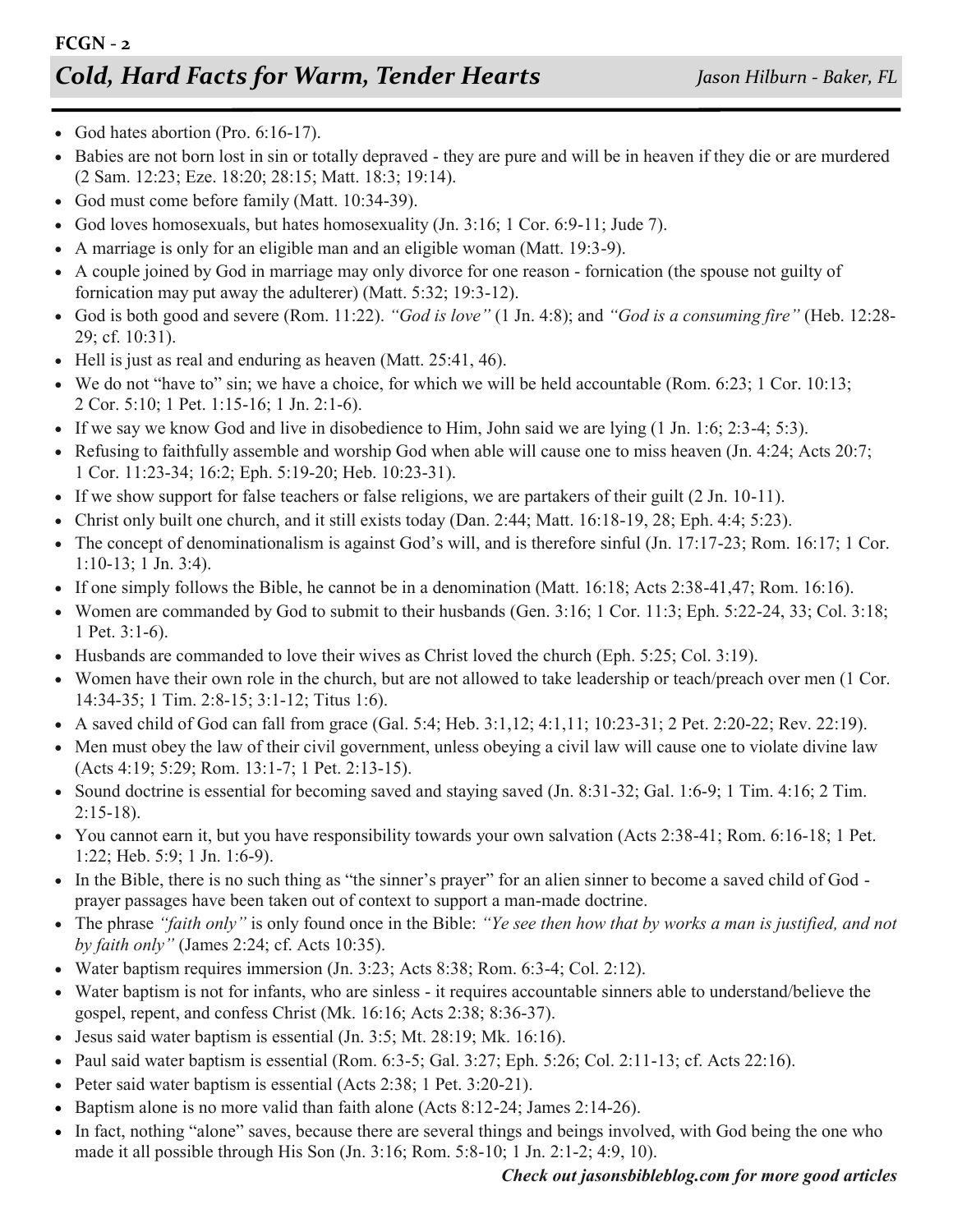FCGN - 2

## *Cold, Hard Facts for Warm, Tender Hearts*

*Jason Hilburn - Baker, FL*

- God hates abortion (Pro. 6:16-17).
- Babies are not born lost in sin or totally depraved - they are pure and will be in heaven if they die or are murdered (2 Sam. 12:23; Eze. 18:20; 28:15; Matt. 18:3; 19:14).
- God must come before family (Matt. 10:34-39).
- God loves homosexuals, but hates homosexuality (Jn. 3:16; 1 Cor. 6:9-11; Jude 7).
- A marriage is only for an eligible man and an eligible woman (Matt. 19:3-9).
- A couple joined by God in marriage may only divorce for one reason - fornication (the spouse not guilty of fornication may put away the adulterer) (Matt. 5:32; 19:3-12).
- God is both good and severe (Rom. 11:22). *"God is love"* (1 Jn. 4:8); and *"God is a consuming fire"* (Heb. 12:28-29; cf. 10:31).
- Hell is just as real and enduring as heaven (Matt. 25:41, 46).
- We do not "have to" sin; we have a choice, for which we will be held accountable (Rom. 6:23; 1 Cor. 10:13; 2 Cor. 5:10; 1 Pet. 1:15-16; 1 Jn. 2:1-6).
- If we say we know God and live in disobedience to Him, John said we are lying (1 Jn. 1:6; 2:3-4; 5:3).
- Refusing to faithfully assemble and worship God when able will cause one to miss heaven (Jn. 4:24; Acts 20:7; 1 Cor. 11:23-34; 16:2; Eph. 5:19-20; Heb. 10:23-31).
- If we show support for false teachers or false religions, we are partakers of their guilt (2 Jn. 10-11).
- Christ only built one church, and it still exists today (Dan. 2:44; Matt. 16:18-19, 28; Eph. 4:4; 5:23).
- The concept of denominationalism is against God's will, and is therefore sinful (Jn. 17:17-23; Rom. 16:17; 1 Cor. 1:10-13; 1 Jn. 3:4).
- If one simply follows the Bible, he cannot be in a denomination (Matt. 16:18; Acts 2:38-41,47; Rom. 16:16).
- Women are commanded by God to submit to their husbands (Gen. 3:16; 1 Cor. 11:3; Eph. 5:22-24, 33; Col. 3:18; 1 Pet. 3:1-6).
- Husbands are commanded to love their wives as Christ loved the church (Eph. 5:25; Col. 3:19).
- Women have their own role in the church, but are not allowed to take leadership or teach/preach over men (1 Cor. 14:34-35; 1 Tim. 2:8-15; 3:1-12; Titus 1:6).
- A saved child of God can fall from grace (Gal. 5:4; Heb. 3:1,12; 4:1,11; 10:23-31; 2 Pet. 2:20-22; Rev. 22:19).
- Men must obey the law of their civil government, unless obeying a civil law will cause one to violate divine law (Acts 4:19; 5:29; Rom. 13:1-7; 1 Pet. 2:13-15).
- Sound doctrine is essential for becoming saved and staying saved (Jn. 8:31-32; Gal. 1:6-9; 1 Tim. 4:16; 2 Tim. 2:15-18).
- You cannot earn it, but you have responsibility towards your own salvation (Acts 2:38-41; Rom. 6:16-18; 1 Pet. 1:22; Heb. 5:9; 1 Jn. 1:6-9).
- In the Bible, there is no such thing as "the sinner's prayer" for an alien sinner to become a saved child of God - prayer passages have been taken out of context to support a man-made doctrine.
- The phrase *"faith only"* is only found once in the Bible: *"Ye see then how that by works a man is justified, and not by faith only"* (James 2:24; cf. Acts 10:35).
- Water baptism requires immersion (Jn. 3:23; Acts 8:38; Rom. 6:3-4; Col. 2:12).
- Water baptism is not for infants, who are sinless - it requires accountable sinners able to understand/believe the gospel, repent, and confess Christ (Mk. 16:16; Acts 2:38; 8:36-37).
- Jesus said water baptism is essential (Jn. 3:5; Mt. 28:19; Mk. 16:16).
- Paul said water baptism is essential (Rom. 6:3-5; Gal. 3:27; Eph. 5:26; Col. 2:11-13; cf. Acts 22:16).
- Peter said water baptism is essential (Acts 2:38; 1 Pet. 3:20-21).
- Baptism alone is no more valid than faith alone (Acts 8:12-24; James 2:14-26).
- In fact, nothing "alone" saves, because there are several things and beings involved, with God being the one who made it all possible through His Son (Jn. 3:16; Rom. 5:8-10; 1 Jn. 2:1-2; 4:9, 10).

***Check out jasonsbibleblog.com for more good articles***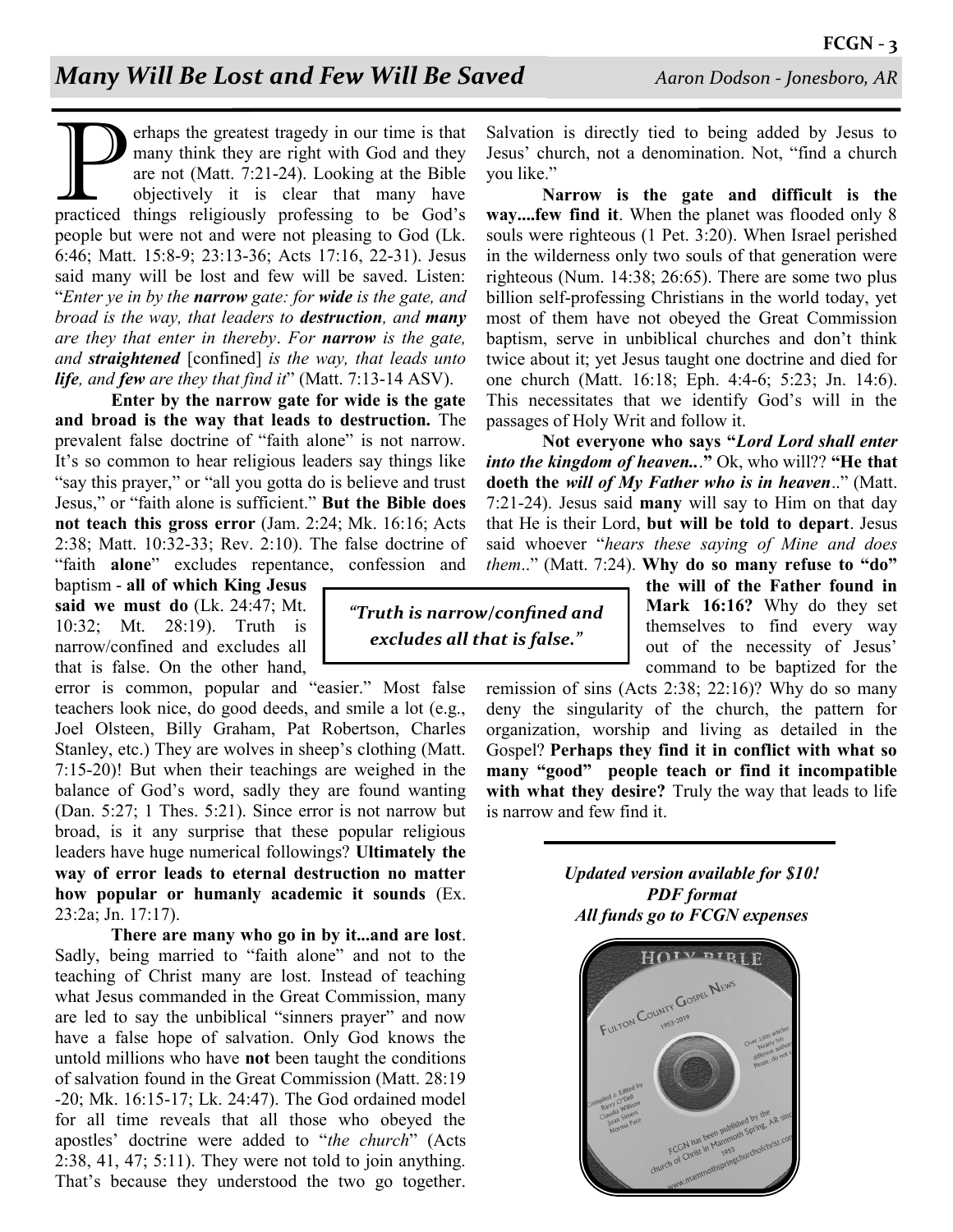## *Many Will Be Lost and Few Will Be Saved*

*Aaron Dodson - Jonesboro, AR*

Perhaps the greatest tragedy in our time is that many think they are right with God and they are not (Matt. 7:21-24). Looking at the Bible objectively it is clear that many have practiced things religiously professing to be God's people but were not and were not pleasing to God (Lk. 6:46; Matt. 15:8-9; 23:13-36; Acts 17:16, 22-31). Jesus said many will be lost and few will be saved. Listen: "*Enter ye in by the **narrow** gate: for **wide** is the gate, and broad is the way, that leaders to **destruction**, and **many** are they that enter in thereby*. *For **narrow** is the gate, and **straightened*** [confined] *is the way, that leads unto **life**, and **few** are they that find it*" (Matt. 7:13-14 ASV).

**Enter by the narrow gate for wide is the gate and broad is the way that leads to destruction.** The prevalent false doctrine of "faith alone" is not narrow. It's so common to hear religious leaders say things like "say this prayer," or "all you gotta do is believe and trust Jesus," or "faith alone is sufficient." **But the Bible does not teach this gross error** (Jam. 2:24; Mk. 16:16; Acts 2:38; Matt. 10:32-33; Rev. 2:10). The false doctrine of "faith **alone**" excludes repentance, confession and baptism - **all of which King Jesus said we must do** (Lk. 24:47; Mt. 10:32; Mt. 28:19). Truth is narrow/confined and excludes all that is false. On the other hand, error is common, popular and "easier." Most false teachers look nice, do good deeds, and smile a lot (e.g., Joel Olsteen, Billy Graham, Pat Robertson, Charles Stanley, etc.) They are wolves in sheep's clothing (Matt. 7:15-20)! But when their teachings are weighed in the balance of God's word, sadly they are found wanting (Dan. 5:27; 1 Thes. 5:21). Since error is not narrow but broad, is it any surprise that these popular religious leaders have huge numerical followings? **Ultimately the way of error leads to eternal destruction no matter how popular or humanly academic it sounds** (Ex. 23:2a; Jn. 17:17).

> *"Truth is narrow/confined and excludes all that is false."*

**There are many who go in by it...and are lost**. Sadly, being married to "faith alone" and not to the teaching of Christ many are lost. Instead of teaching what Jesus commanded in the Great Commission, many are led to say the unbiblical "sinners prayer" and now have a false hope of salvation. Only God knows the untold millions who have **not** been taught the conditions of salvation found in the Great Commission (Matt. 28:19 -20; Mk. 16:15-17; Lk. 24:47). The God ordained model for all time reveals that all those who obeyed the apostles' doctrine were added to "*the church*" (Acts 2:38, 41, 47; 5:11). They were not told to join anything. That's because they understood the two go together. Salvation is directly tied to being added by Jesus to Jesus' church, not a denomination. Not, "find a church you like."

**Narrow is the gate and difficult is the way....few find it**. When the planet was flooded only 8 souls were righteous (1 Pet. 3:20). When Israel perished in the wilderness only two souls of that generation were righteous (Num. 14:38; 26:65). There are some two plus billion self-professing Christians in the world today, yet most of them have not obeyed the Great Commission baptism, serve in unbiblical churches and don't think twice about it; yet Jesus taught one doctrine and died for one church (Matt. 16:18; Eph. 4:4-6; 5:23; Jn. 14:6). This necessitates that we identify God's will in the passages of Holy Writ and follow it.

**Not everyone who says "*Lord Lord shall enter into the kingdom of heaven..*."** Ok, who will?? **"He that doeth the *will of My Father who is in heaven*.."** (Matt. 7:21-24). Jesus said **many** will say to Him on that day that He is their Lord, **but will be told to depart**. Jesus said whoever "*hears these saying of Mine and does them*.." (Matt. 7:24). **Why do so many refuse to "do" the will of the Father found in Mark 16:16?** Why do they set themselves to find every way out of the necessity of Jesus' command to be baptized for the remission of sins (Acts 2:38; 22:16)? Why do so many deny the singularity of the church, the pattern for organization, worship and living as detailed in the Gospel? **Perhaps they find it in conflict with what so many "good" people teach or find it incompatible with what they desire?** Truly the way that leads to life is narrow and few find it.

---

***Updated version available for $10!***
***PDF format***
***All funds go to FCGN expenses***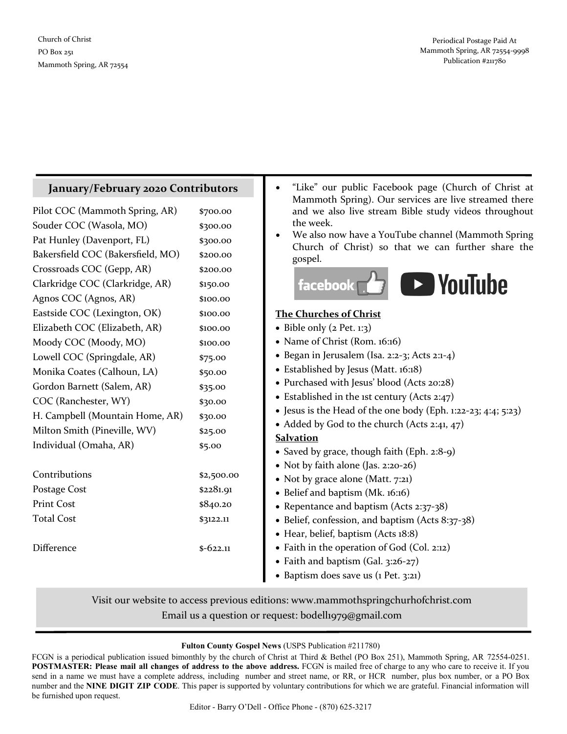Church of Christ
PO Box 251
Mammoth Spring, AR 72554

Periodical Postage Paid At
Mammoth Spring, AR 72554-9998
Publication #211780

## January/February 2020 Contributors

| | |
|---|---|
| Pilot COC (Mammoth Spring, AR) | $700.00 |
| Souder COC (Wasola, MO) | $300.00 |
| Pat Hunley (Davenport, FL) | $300.00 |
| Bakersfield COC (Bakersfield, MO) | $200.00 |
| Crossroads COC (Gepp, AR) | $200.00 |
| Clarkridge COC (Clarkridge, AR) | $150.00 |
| Agnos COC (Agnos, AR) | $100.00 |
| Eastside COC (Lexington, OK) | $100.00 |
| Elizabeth COC (Elizabeth, AR) | $100.00 |
| Moody COC (Moody, MO) | $100.00 |
| Lowell COC (Springdale, AR) | $75.00 |
| Monika Coates (Calhoun, LA) | $50.00 |
| Gordon Barnett (Salem, AR) | $35.00 |
| COC (Ranchester, WY) | $30.00 |
| H. Campbell (Mountain Home, AR) | $30.00 |
| Milton Smith (Pineville, WV) | $25.00 |
| Individual (Omaha, AR) | $5.00 |
| | |
| Contributions | $2,500.00 |
| Postage Cost | $2281.91 |
| Print Cost | $840.20 |
| Total Cost | $3122.11 |
| | |
| Difference | $-622.11 |

- "Like" our public Facebook page (Church of Christ at Mammoth Spring). Our services are live streamed there and we also live stream Bible study videos throughout the week.
- We also now have a YouTube channel (Mammoth Spring Church of Christ) so that we can further share the gospel.

facebook YouTube

**The Churches of Christ**

- Bible only (2 Pet. 1:3)
- Name of Christ (Rom. 16:16)
- Began in Jerusalem (Isa. 2:2-3; Acts 2:1-4)
- Established by Jesus (Matt. 16:18)
- Purchased with Jesus' blood (Acts 20:28)
- Established in the 1st century (Acts 2:47)
- Jesus is the Head of the one body (Eph. 1:22-23; 4:4; 5:23)
- Added by God to the church (Acts 2:41, 47)

**Salvation**

- Saved by grace, though faith (Eph. 2:8-9)
- Not by faith alone (Jas. 2:20-26)
- Not by grace alone (Matt. 7:21)
- Belief and baptism (Mk. 16:16)
- Repentance and baptism (Acts 2:37-38)
- Belief, confession, and baptism (Acts 8:37-38)
- Hear, belief, baptism (Acts 18:8)
- Faith in the operation of God (Col. 2:12)
- Faith and baptism (Gal. 3:26-27)
- Baptism does save us (1 Pet. 3:21)

Visit our website to access previous editions: www.mammothspringchurhofchrist.com
Email us a question or request: bodell1979@gmail.com

**Fulton County Gospel News** (USPS Publication #211780)

FCGN is a periodical publication issued bimonthly by the church of Christ at Third & Bethel (PO Box 251), Mammoth Spring, AR 72554-0251. **POSTMASTER: Please mail all changes of address to the above address.** FCGN is mailed free of charge to any who care to receive it. If you send in a name we must have a complete address, including number and street name, or RR, or HCR number, plus box number, or a PO Box number and the **NINE DIGIT ZIP CODE**. This paper is supported by voluntary contributions for which we are grateful. Financial information will be furnished upon request.

Editor - Barry O'Dell - Office Phone - (870) 625-3217